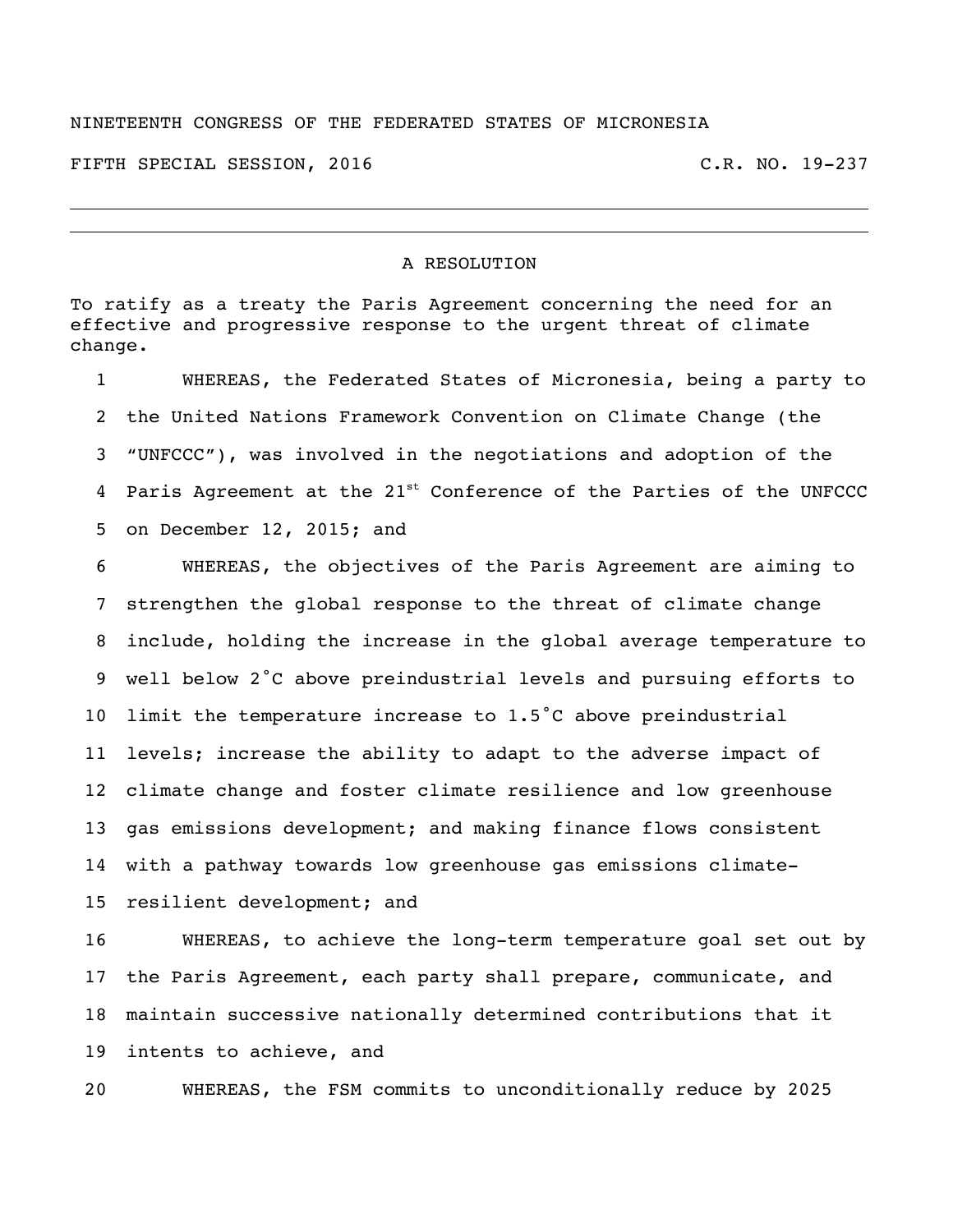NINETEENTH CONGRESS OF THE FEDERATED STATES OF MICRONESIA

FIFTH SPECIAL SESSION, 2016 C.R. NO. 19-237

---

## A RESOLUTION

To ratify as a treaty the Paris Agreement concerning the need for an effective and progressive response to the urgent threat of climate change.

1 WHEREAS, the Federated States of Micronesia, being a party to
2 the United Nations Framework Convention on Climate Change (the
3 "UNFCCC"), was involved in the negotiations and adoption of the
4 Paris Agreement at the 21st Conference of the Parties of the UNFCCC
5 on December 12, 2015; and

6 WHEREAS, the objectives of the Paris Agreement are aiming to
7 strengthen the global response to the threat of climate change
8 include, holding the increase in the global average temperature to
9 well below 2˚C above preindustrial levels and pursuing efforts to
10 limit the temperature increase to 1.5˚C above preindustrial
11 levels; increase the ability to adapt to the adverse impact of
12 climate change and foster climate resilience and low greenhouse
13 gas emissions development; and making finance flows consistent
14 with a pathway towards low greenhouse gas emissions climate-
15 resilient development; and

16 WHEREAS, to achieve the long-term temperature goal set out by
17 the Paris Agreement, each party shall prepare, communicate, and
18 maintain successive nationally determined contributions that it
19 intents to achieve, and

20 WHEREAS, the FSM commits to unconditionally reduce by 2025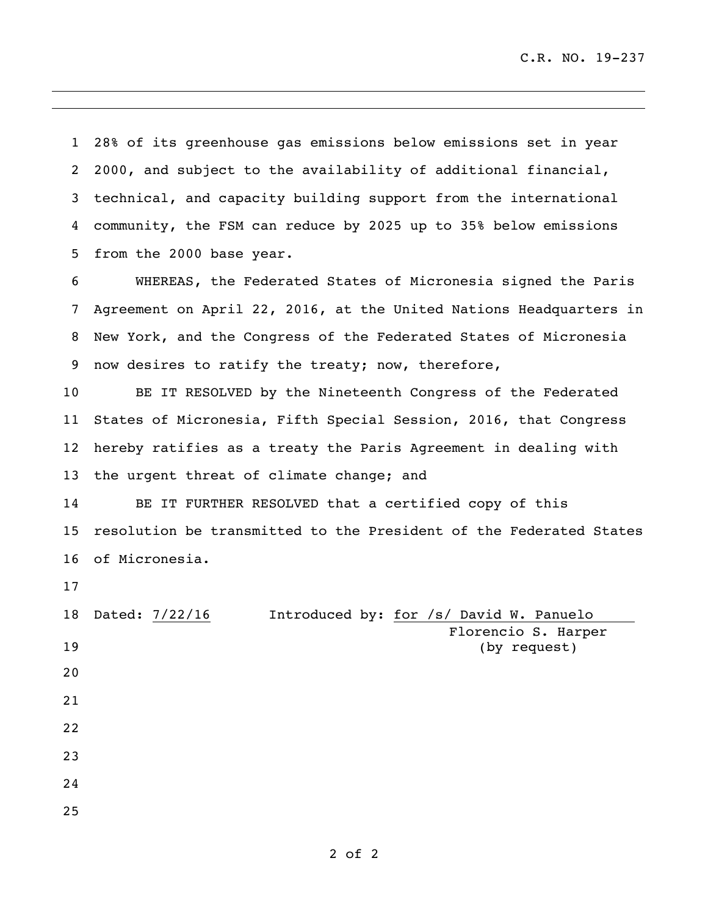28% of its greenhouse gas emissions below emissions set in year 2000, and subject to the availability of additional financial, technical, and capacity building support from the international community, the FSM can reduce by 2025 up to 35% below emissions from the 2000 base year.

WHEREAS, the Federated States of Micronesia signed the Paris Agreement on April 22, 2016, at the United Nations Headquarters in New York, and the Congress of the Federated States of Micronesia now desires to ratify the treaty; now, therefore,

BE IT RESOLVED by the Nineteenth Congress of the Federated States of Micronesia, Fifth Special Session, 2016, that Congress hereby ratifies as a treaty the Paris Agreement in dealing with the urgent threat of climate change; and

BE IT FURTHER RESOLVED that a certified copy of this resolution be transmitted to the President of the Federated States of Micronesia.

Dated: 7/22/16

Introduced by: for /s/ David W. Panuelo
Florencio S. Harper
(by request)